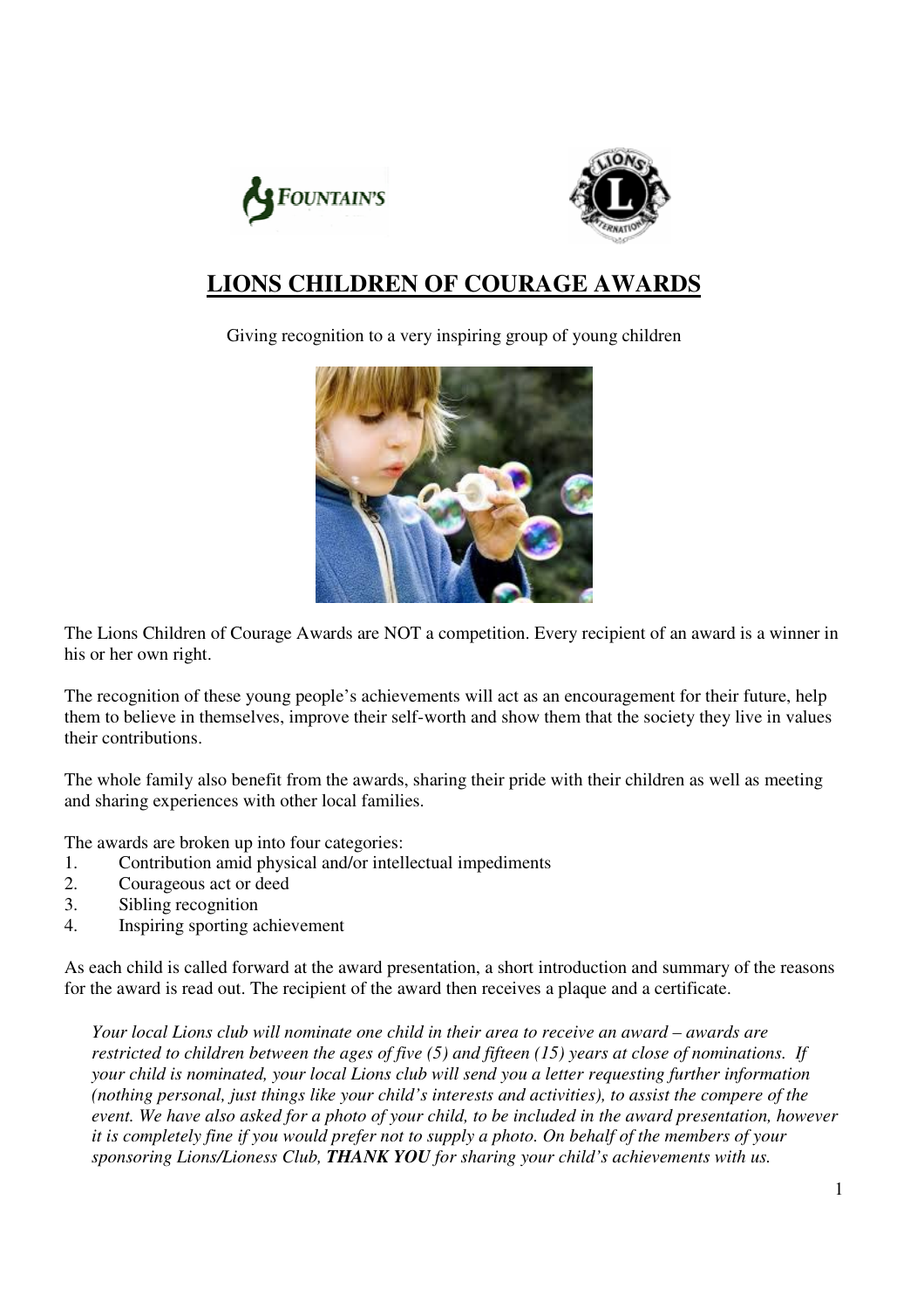# LIONS CHILDREN OF COURAGE AWARDS

Giving recognition to a very inspiring group of young children

The Lions Children of Courage Awards are NOT a competition. Every recipient of an award is a winner in his or her own right.

The recognition of these young people's achievements will act as an encouragement for their future, help them to believe in themselves, improve their self-worth and show them that the society they live in values their contributions.

The whole family also benefit from the awards, sharing their pride with their children as well as meeting and sharing experiences with other local families.

The awards are broken up into four categories:

1. Contribution amid physical and/or intellectual impediments
2. Courageous act or deed
3. Sibling recognition
4. Inspiring sporting achievement

As each child is called forward at the award presentation, a short introduction and summary of the reasons for the award is read out. The recipient of the award then receives a plaque and a certificate.

*Your local Lions club will nominate one child in their area to receive an award – awards are restricted to children between the ages of five (5) and fifteen (15) years at close of nominations. If your child is nominated, your local Lions club will send you a letter requesting further information (nothing personal, just things like your child's interests and activities), to assist the compere of the event. We have also asked for a photo of your child, to be included in the award presentation, however it is completely fine if you would prefer not to supply a photo. On behalf of the members of your sponsoring Lions/Lioness Club, **THANK YOU** for sharing your child's achievements with us.*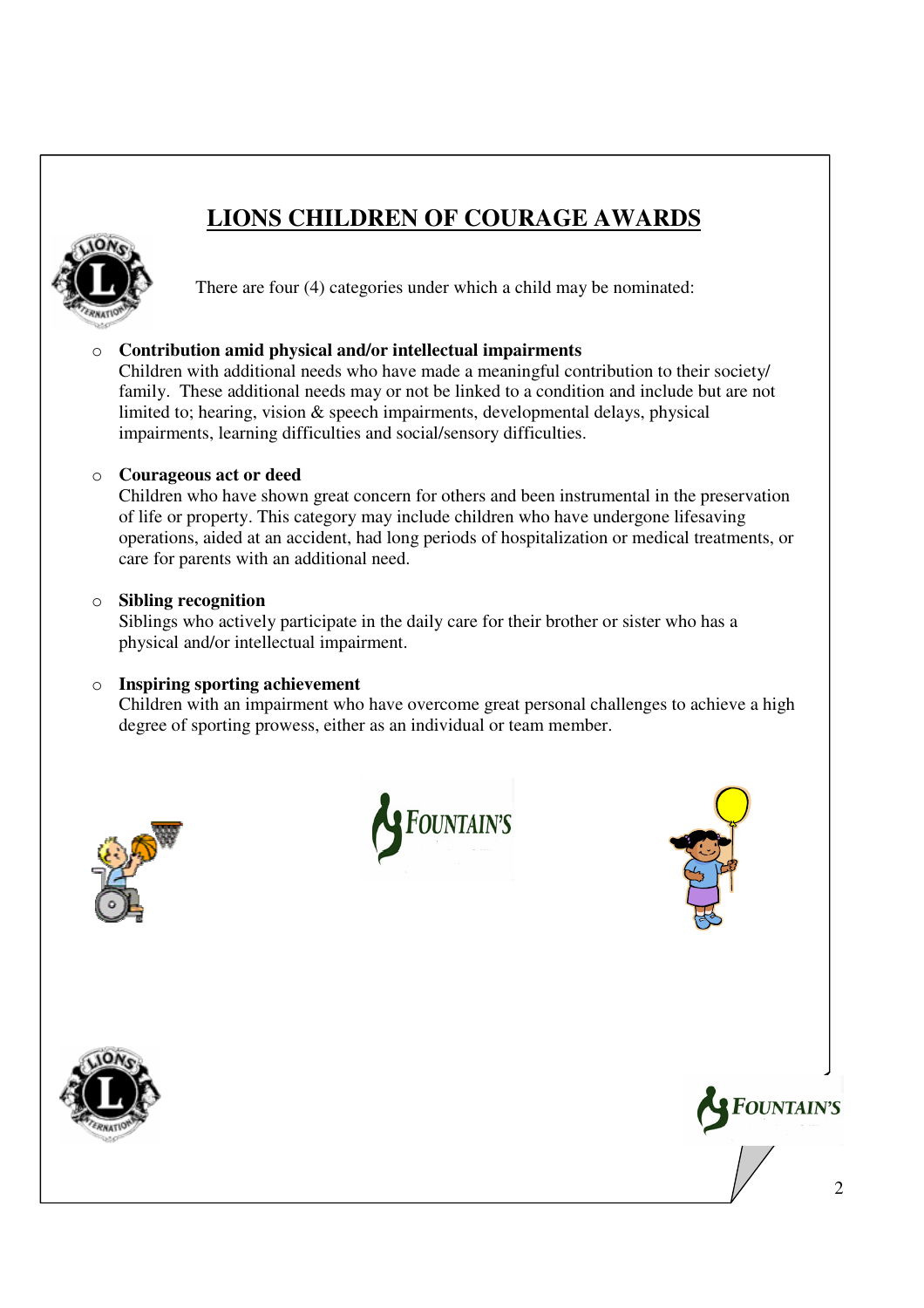# LIONS CHILDREN OF COURAGE AWARDS

There are four (4) categories under which a child may be nominated:

- **Contribution amid physical and/or intellectual impairments**
  Children with additional needs who have made a meaningful contribution to their society/ family. These additional needs may or not be linked to a condition and include but are not limited to; hearing, vision & speech impairments, developmental delays, physical impairments, learning difficulties and social/sensory difficulties.

- **Courageous act or deed**
  Children who have shown great concern for others and been instrumental in the preservation of life or property. This category may include children who have undergone lifesaving operations, aided at an accident, had long periods of hospitalization or medical treatments, or care for parents with an additional need.

- **Sibling recognition**
  Siblings who actively participate in the daily care for their brother or sister who has a physical and/or intellectual impairment.

- **Inspiring sporting achievement**
  Children with an impairment who have overcome great personal challenges to achieve a high degree of sporting prowess, either as an individual or team member.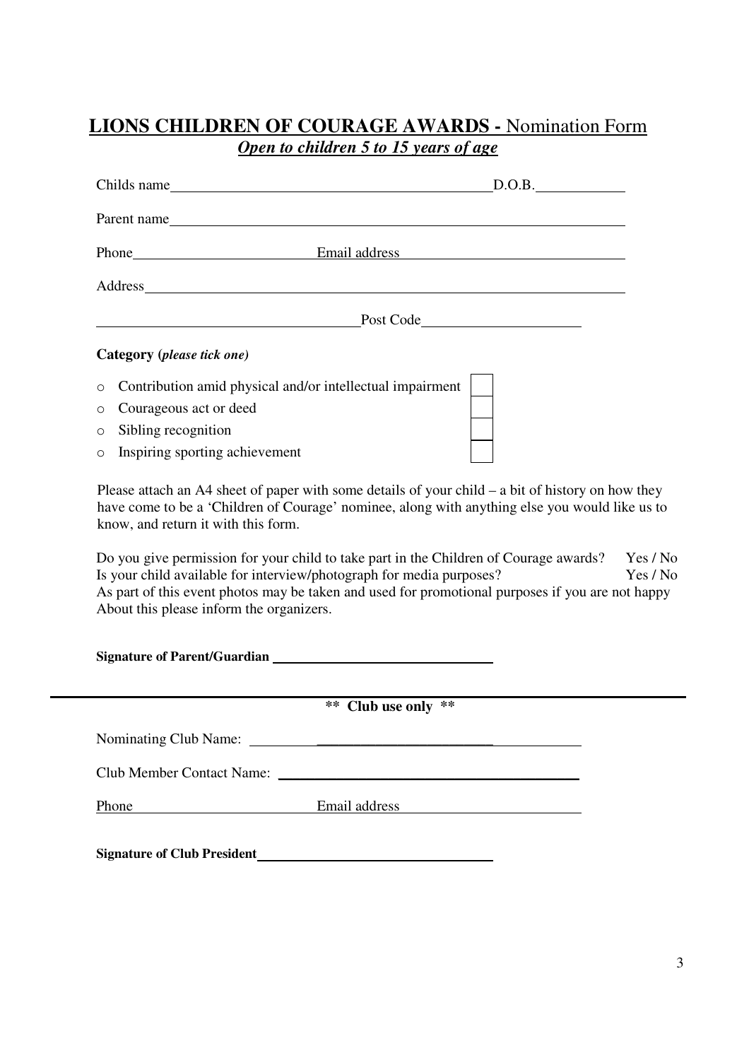## **LIONS CHILDREN OF COURAGE AWARDS -** Nomination Form

***Open to children 5 to 15 years of age***

Childs name ______________________________ D.O.B. __________

Parent name ______________________________

Phone ______________ Email address ______________

Address ______________________________

______________________ Post Code ______________

**Category (*please tick one*)**

- Contribution amid physical and/or intellectual impairment ☐
- Courageous act or deed ☐
- Sibling recognition ☐
- Inspiring sporting achievement ☐

Please attach an A4 sheet of paper with some details of your child – a bit of history on how they have come to be a 'Children of Courage' nominee, along with anything else you would like us to know, and return it with this form.

Do you give permission for your child to take part in the Children of Courage awards? Yes / No
Is your child available for interview/photograph for media purposes? Yes / No
As part of this event photos may be taken and used for promotional purposes if you are not happy About this please inform the organizers.

**Signature of Parent/Guardian** ______________________________

---

**\*\* Club use only \*\***

Nominating Club Name: ______________________________

Club Member Contact Name: ______________________________

Phone ______________ Email address ______________

**Signature of Club President** ______________________________